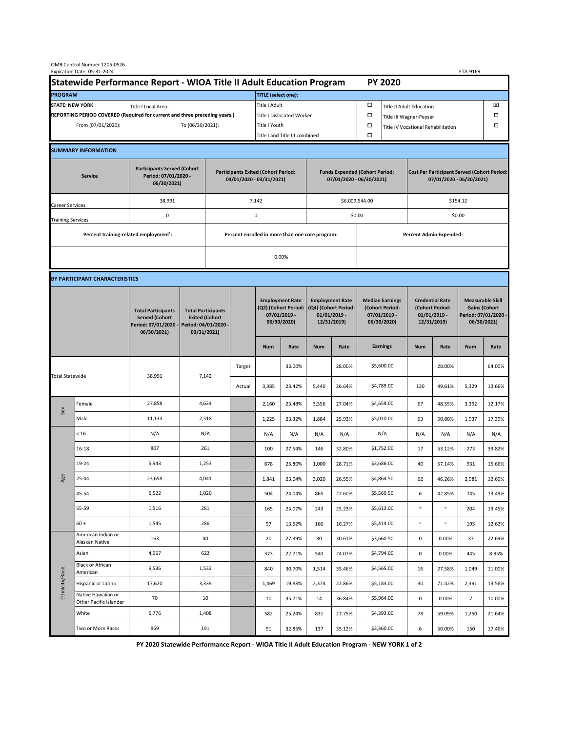OMB Control Number 1205-0526
Expiration Date: 05-31-2024

ETA-9169

# Statewide Performance Report - WIOA Title II Adult Education Program PY 2020

| PROGRAM | | TITLE (select one): | | | |
|---|---|---|---|---|---|
| STATE: NEW YORK | Title I Local Area: | Title I Adult | ☐ | Title II Adult Education | ☒ |
| REPORTING PERIOD COVERED (Required for current and three preceding years.) | | Title I Dislocated Worker | ☐ | Title III Wagner-Peyser | ☐ |
| From (07/01/2020): | To (06/30/2021): | Title I Youth | ☐ | Title IV Vocational Rehabilitation | ☐ |
| | | Title I and Title III combined | ☐ | | |

## SUMMARY INFORMATION

| Service | Participants Served (Cohort Period: 07/01/2020 - 06/30/2021) | Participants Exited (Cohort Period: 04/01/2020 - 03/31/2021) | Funds Expended (Cohort Period: 07/01/2020 - 06/30/2021) | Cost Per Participant Served (Cohort Period: 07/01/2020 - 06/30/2021) |
|---|---|---|---|---|
| Career Services | 38,991 | 7,142 | $6,009,544.00 | $154.12 |
| Training Services | 0 | 0 | $0.00 | $0.00 |

| Percent training-related employment[1]: | Percent enrolled in more than one core program: | Percent Admin Expended: |
|---|---|---|
| | 0.00% | |

## BY PARTICIPANT CHARACTERISTICS

| | | Total Participants Served (Cohort Period: 07/01/2020 - 06/30/2021) | Total Participants Exited (Cohort Period: 04/01/2020 - 03/31/2021) | | Employment Rate (Q2) (Cohort Period: 07/01/2019 - 06/30/2020) | | Employment Rate (Q4) (Cohort Period: 01/01/2019 - 12/31/2019) | | Median Earnings (Cohort Period: 07/01/2019 - 06/30/2020) | Credential Rate (Cohort Period: 01/01/2019 - 12/31/2019) | | Measurable Skill Gains (Cohort Period: 07/01/2020 - 06/30/2021) | |
|---|---|---|---|---|---|---|---|---|---|---|---|---|---|
| | | | | | Num | Rate | Num | Rate | Earnings | Num | Rate | Num | Rate |
| Total Statewide | | 38,991 | 7,142 | Target | | 33.00% | | 28.00% | $5,600.00 | | 28.00% | | 64.00% |
| | | | | Actual | 3,385 | 23.42% | 5,440 | 26.64% | $4,789.00 | 130 | 49.61% | 5,329 | 13.66% |
| Sex | Female | 27,858 | 4,624 | | 2,160 | 23.48% | 3,556 | 27.04% | $4,659.00 | 67 | 48.55% | 3,392 | 12.17% |
| | Male | 11,133 | 2,518 | | 1,225 | 23.32% | 1,884 | 25.93% | $5,010.00 | 63 | 50.80% | 1,937 | 17.39% |
| Age | < 16 | N/A | N/A | | N/A | N/A | N/A | N/A | N/A | N/A | N/A | N/A | N/A |
| | 16-18 | 807 | 261 | | 100 | 27.54% | 146 | 32.80% | $1,752.00 | 17 | 53.12% | 273 | 33.82% |
| | 19-24 | 5,943 | 1,253 | | 678 | 25.80% | 1,000 | 28.71% | $3,686.00 | 40 | 57.14% | 931 | 15.66% |
| | 25-44 | 23,658 | 4,041 | | 1,841 | 23.04% | 3,020 | 26.55% | $4,864.50 | 62 | 46.26% | 2,981 | 12.60% |
| | 45-54 | 5,522 | 1,020 | | 504 | 24.04% | 865 | 27.60% | $5,569.50 | 6 | 42.85% | 745 | 13.49% |
| | 55-59 | 1,516 | 281 | | 165 | 25.07% | 243 | 25.23% | $5,613.00 | ~ | ~ | 204 | 13.45% |
| | 60 + | 1,545 | 286 | | 97 | 13.52% | 166 | 16.27% | $5,414.00 | ~ | ~ | 195 | 12.62% |
| Ethnicity/Race | American Indian or Alaskan Native | 163 | 40 | | 20 | 27.39% | 30 | 30.61% | $3,660.50 | 0 | 0.00% | 37 | 22.69% |
| | Asian | 4,967 | 622 | | 373 | 22.71% | 540 | 24.07% | $4,794.00 | 0 | 0.00% | 445 | 8.95% |
| | Black or African American | 9,536 | 1,532 | | 840 | 30.70% | 1,514 | 35.46% | $4,565.00 | 16 | 27.58% | 1,049 | 11.00% |
| | Hispanic or Latino | 17,620 | 3,339 | | 1,469 | 19.88% | 2,374 | 22.86% | $5,183.00 | 30 | 71.42% | 2,391 | 13.56% |
| | Native Hawaiian or Other Pacific Islander | 70 | 10 | | 10 | 35.71% | 14 | 36.84% | $5,964.00 | 0 | 0.00% | 7 | 10.00% |
| | White | 5,776 | 1,408 | | 582 | 25.24% | 831 | 27.75% | $4,393.00 | 78 | 59.09% | 1,250 | 21.64% |
| | Two or More Races | 859 | 191 | | 91 | 32.85% | 137 | 35.12% | $3,360.00 | 6 | 50.00% | 150 | 17.46% |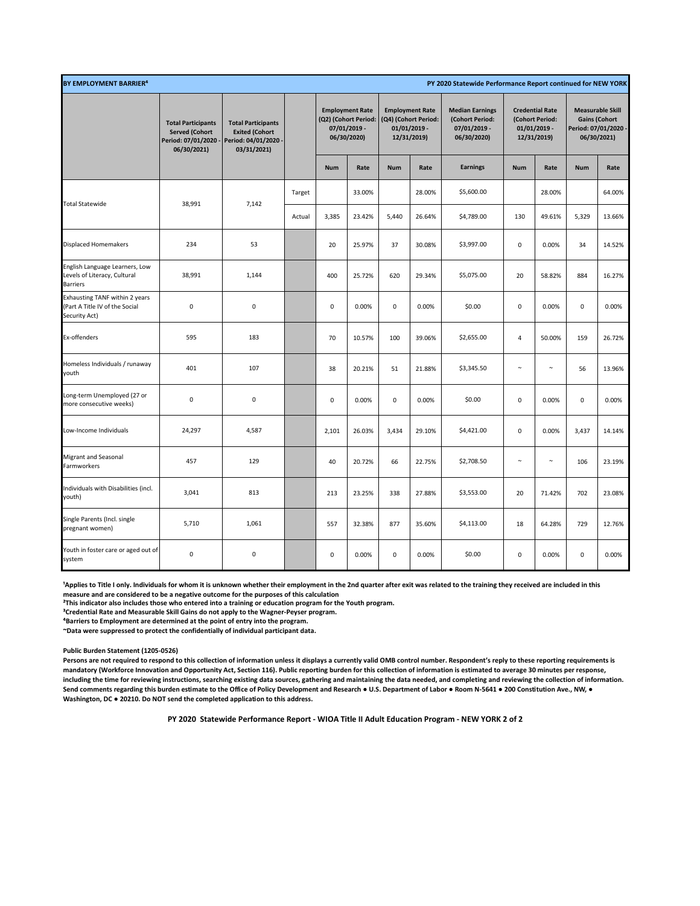| BY EMPLOYMENT BARRIER[4] | | | | | | | | | | | | | PY 2020 Statewide Performance Report continued for NEW YORK |
|---|---|---|---|---|---|---|---|---|---|---|---|---|---|
| | Total Participants Served (Cohort Period: 07/01/2020 - 06/30/2021) | Total Participants Exited (Cohort Period: 04/01/2020 - 03/31/2021) | | Employment Rate (Q2) (Cohort Period: 07/01/2019 - 06/30/2020) | | Employment Rate (Q4) (Cohort Period: 01/01/2019 - 12/31/2019) | | Median Earnings (Cohort Period: 07/01/2019 - 06/30/2020) | Credential Rate (Cohort Period: 01/01/2019 - 12/31/2019) | | Measurable Skill Gains (Cohort Period: 07/01/2020 - 06/30/2021) | | |
| | | | | Num | Rate | Num | Rate | Earnings | Num | Rate | Num | Rate | |
| Total Statewide | 38,991 | 7,142 | Target | | 33.00% | | 28.00% | $5,600.00 | | 28.00% | | 64.00% | |
| | | | Actual | 3,385 | 23.42% | 5,440 | 26.64% | $4,789.00 | 130 | 49.61% | 5,329 | 13.66% | |
| Displaced Homemakers | 234 | 53 | | 20 | 25.97% | 37 | 30.08% | $3,997.00 | 0 | 0.00% | 34 | 14.52% | |
| English Language Learners, Low Levels of Literacy, Cultural Barriers | 38,991 | 1,144 | | 400 | 25.72% | 620 | 29.34% | $5,075.00 | 20 | 58.82% | 884 | 16.27% | |
| Exhausting TANF within 2 years (Part A Title IV of the Social Security Act) | 0 | 0 | | 0 | 0.00% | 0 | 0.00% | $0.00 | 0 | 0.00% | 0 | 0.00% | |
| Ex-offenders | 595 | 183 | | 70 | 10.57% | 100 | 39.06% | $2,655.00 | 4 | 50.00% | 159 | 26.72% | |
| Homeless Individuals / runaway youth | 401 | 107 | | 38 | 20.21% | 51 | 21.88% | $3,345.50 | ~ | ~ | 56 | 13.96% | |
| Long-term Unemployed (27 or more consecutive weeks) | 0 | 0 | | 0 | 0.00% | 0 | 0.00% | $0.00 | 0 | 0.00% | 0 | 0.00% | |
| Low-Income Individuals | 24,297 | 4,587 | | 2,101 | 26.03% | 3,434 | 29.10% | $4,421.00 | 0 | 0.00% | 3,437 | 14.14% | |
| Migrant and Seasonal Farmworkers | 457 | 129 | | 40 | 20.72% | 66 | 22.75% | $2,708.50 | ~ | ~ | 106 | 23.19% | |
| Individuals with Disabilities (incl. youth) | 3,041 | 813 | | 213 | 23.25% | 338 | 27.88% | $3,553.00 | 20 | 71.42% | 702 | 23.08% | |
| Single Parents (Incl. single pregnant women) | 5,710 | 1,061 | | 557 | 32.38% | 877 | 35.60% | $4,113.00 | 18 | 64.28% | 729 | 12.76% | |
| Youth in foster care or aged out of system | 0 | 0 | | 0 | 0.00% | 0 | 0.00% | $0.00 | 0 | 0.00% | 0 | 0.00% | |

**[1]Applies to Title I only. Individuals for whom it is unknown whether their employment in the 2nd quarter after exit was related to the training they received are included in this measure and are considered to be a negative outcome for the purposes of this calculation**

**[2]This indicator also includes those who entered into a training or education program for the Youth program.**

**[3]Credential Rate and Measurable Skill Gains do not apply to the Wagner-Peyser program.**

**[4]Barriers to Employment are determined at the point of entry into the program.**

**~Data were suppressed to protect the confidentially of individual participant data.**

**Public Burden Statement (1205-0526)**

**Persons are not required to respond to this collection of information unless it displays a currently valid OMB control number. Respondent's reply to these reporting requirements is mandatory (Workforce Innovation and Opportunity Act, Section 116). Public reporting burden for this collection of information is estimated to average 30 minutes per response, including the time for reviewing instructions, searching existing data sources, gathering and maintaining the data needed, and completing and reviewing the collection of information. Send comments regarding this burden estimate to the Office of Policy Development and Research ● U.S. Department of Labor ● Room N-5641 ● 200 Constitution Ave., NW, ● Washington, DC ● 20210. Do NOT send the completed application to this address.**

**PY 2020 Statewide Performance Report - WIOA Title II Adult Education Program - NEW YORK 2 of 2**